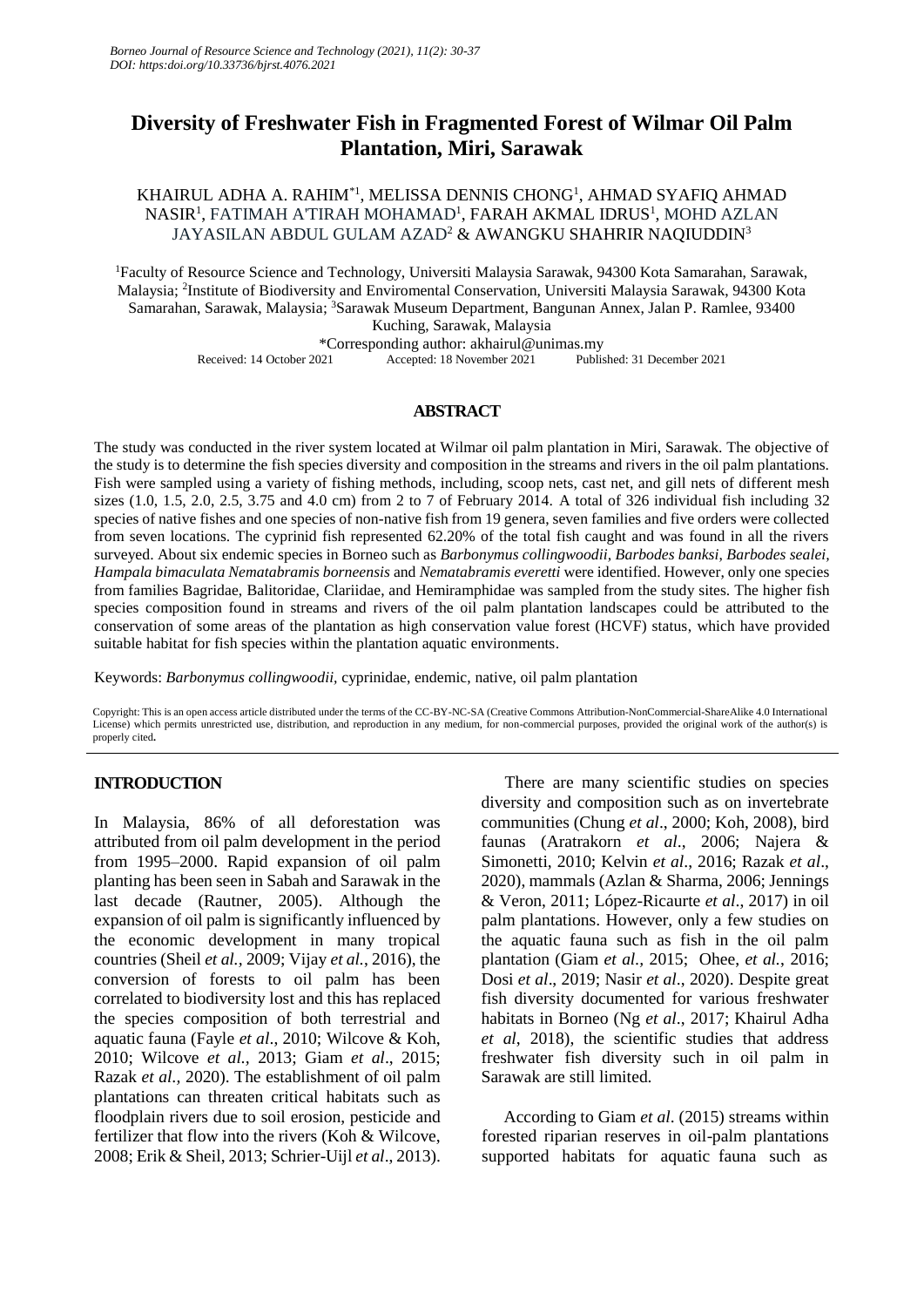# Diversity of Freshwater Fish in Fragmented Forest of Wilmar Oil Palm Plantation, Miri, Sarawak

KHAIRUL ADHA A. RAHIM*[1], MELISSA DENNIS CHONG[1], AHMAD SYAFIQ AHMAD NASIR[1], FATIMAH A'TIRAH MOHAMAD[1], FARAH AKMAL IDRUS[1], MOHD AZLAN JAYASILAN ABDUL GULAM AZAD[2] & AWANGKU SHAHRIR NAQIUDDIN[3]

[1]Faculty of Resource Science and Technology, Universiti Malaysia Sarawak, 94300 Kota Samarahan, Sarawak, Malaysia; [2]Institute of Biodiversity and Enviromental Conservation, Universiti Malaysia Sarawak, 94300 Kota Samarahan, Sarawak, Malaysia; [3]Sarawak Museum Department, Bangunan Annex, Jalan P. Ramlee, 93400 Kuching, Sarawak, Malaysia

*Corresponding author: akhairul@unimas.my

Received: 14 October 2021 Accepted: 18 November 2021 Published: 31 December 2021

## ABSTRACT

The study was conducted in the river system located at Wilmar oil palm plantation in Miri, Sarawak. The objective of the study is to determine the fish species diversity and composition in the streams and rivers in the oil palm plantations. Fish were sampled using a variety of fishing methods, including, scoop nets, cast net, and gill nets of different mesh sizes (1.0, 1.5, 2.0, 2.5, 3.75 and 4.0 cm) from 2 to 7 of February 2014. A total of 326 individual fish including 32 species of native fishes and one species of non-native fish from 19 genera, seven families and five orders were collected from seven locations. The cyprinid fish represented 62.20% of the total fish caught and was found in all the rivers surveyed. About six endemic species in Borneo such as *Barbonymus collingwoodii*, *Barbodes banksi*, *Barbodes sealei*, *Hampala bimaculata Nematabramis borneensis* and *Nematabramis everetti* were identified. However, only one species from families Bagridae, Balitoridae, Clariidae, and Hemiramphidae was sampled from the study sites. The higher fish species composition found in streams and rivers of the oil palm plantation landscapes could be attributed to the conservation of some areas of the plantation as high conservation value forest (HCVF) status, which have provided suitable habitat for fish species within the plantation aquatic environments.

Keywords: *Barbonymus collingwoodii*, cyprinidae, endemic, native, oil palm plantation

Copyright: This is an open access article distributed under the terms of the CC-BY-NC-SA (Creative Commons Attribution-NonCommercial-ShareAlike 4.0 International License) which permits unrestricted use, distribution, and reproduction in any medium, for non-commercial purposes, provided the original work of the author(s) is properly cited.

## INTRODUCTION

In Malaysia, 86% of all deforestation was attributed from oil palm development in the period from 1995–2000. Rapid expansion of oil palm planting has been seen in Sabah and Sarawak in the last decade (Rautner, 2005). Although the expansion of oil palm is significantly influenced by the economic development in many tropical countries (Sheil *et al.*, 2009; Vijay *et al.*, 2016), the conversion of forests to oil palm has been correlated to biodiversity lost and this has replaced the species composition of both terrestrial and aquatic fauna (Fayle *et al*., 2010; Wilcove & Koh, 2010; Wilcove *et al.*, 2013; Giam *et al*., 2015; Razak *et al.*, 2020). The establishment of oil palm plantations can threaten critical habitats such as floodplain rivers due to soil erosion, pesticide and fertilizer that flow into the rivers (Koh & Wilcove, 2008; Erik & Sheil, 2013; Schrier-Uijl *et al*., 2013).

There are many scientific studies on species diversity and composition such as on invertebrate communities (Chung *et al*., 2000; Koh, 2008), bird faunas (Aratrakorn *et al*., 2006; Najera & Simonetti, 2010; Kelvin *et al*., 2016; Razak *et al*., 2020), mammals (Azlan & Sharma, 2006; Jennings & Veron, 2011; López-Ricaurte *et al*., 2017) in oil palm plantations. However, only a few studies on the aquatic fauna such as fish in the oil palm plantation (Giam *et al.,* 2015; Ohee, *et al.*, 2016; Dosi *et al*., 2019; Nasir *et al*., 2020). Despite great fish diversity documented for various freshwater habitats in Borneo (Ng *et al*., 2017; Khairul Adha *et al*, 2018), the scientific studies that address freshwater fish diversity such in oil palm in Sarawak are still limited.

According to Giam *et al*. (2015) streams within forested riparian reserves in oil-palm plantations supported habitats for aquatic fauna such as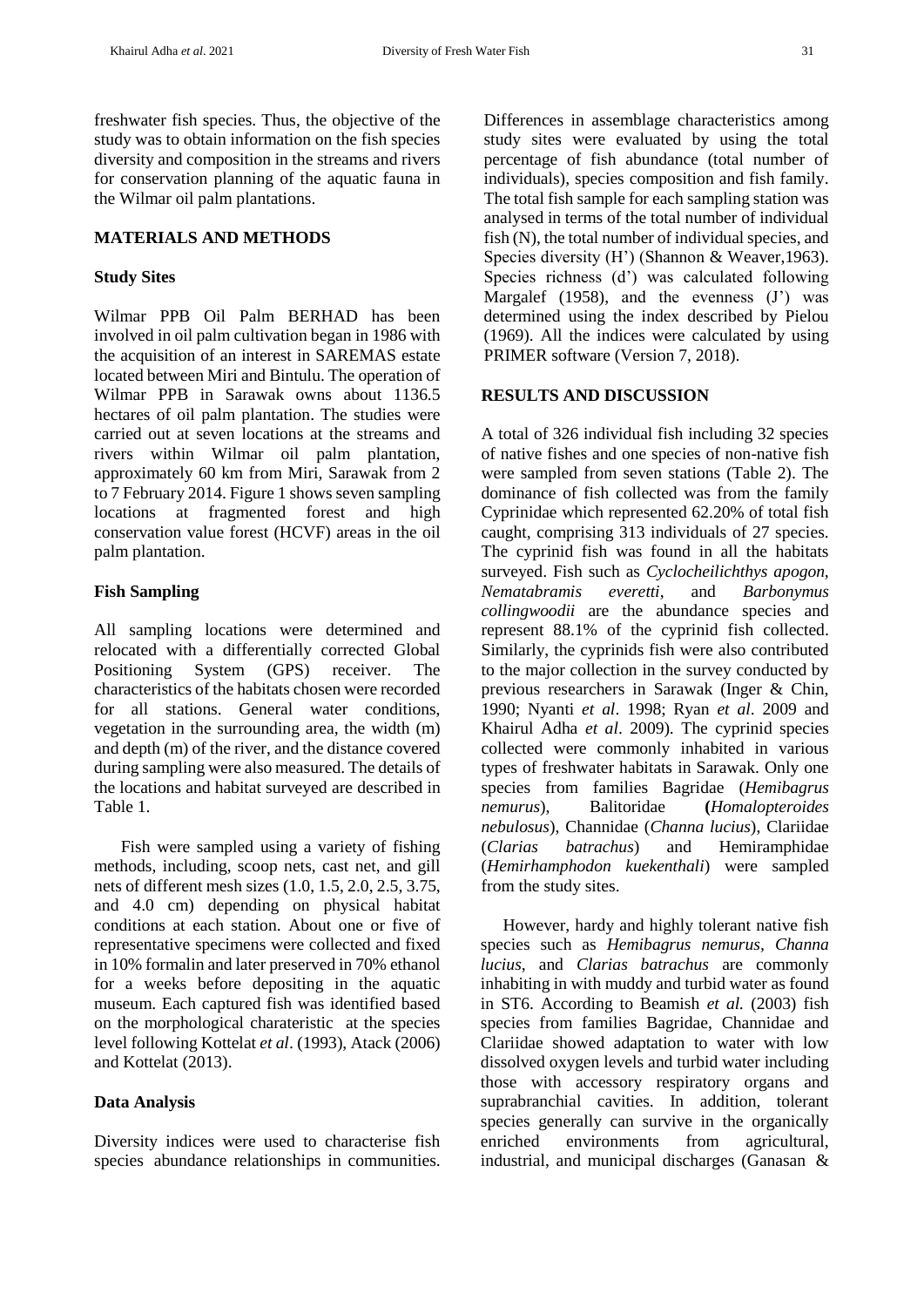freshwater fish species. Thus, the objective of the study was to obtain information on the fish species diversity and composition in the streams and rivers for conservation planning of the aquatic fauna in the Wilmar oil palm plantations.

## MATERIALS AND METHODS

### Study Sites

Wilmar PPB Oil Palm BERHAD has been involved in oil palm cultivation began in 1986 with the acquisition of an interest in SAREMAS estate located between Miri and Bintulu. The operation of Wilmar PPB in Sarawak owns about 1136.5 hectares of oil palm plantation. The studies were carried out at seven locations at the streams and rivers within Wilmar oil palm plantation, approximately 60 km from Miri, Sarawak from 2 to 7 February 2014. Figure 1 shows seven sampling locations at fragmented forest and high conservation value forest (HCVF) areas in the oil palm plantation.

### Fish Sampling

All sampling locations were determined and relocated with a differentially corrected Global Positioning System (GPS) receiver. The characteristics of the habitats chosen were recorded for all stations. General water conditions, vegetation in the surrounding area, the width (m) and depth (m) of the river, and the distance covered during sampling were also measured. The details of the locations and habitat surveyed are described in Table 1.

Fish were sampled using a variety of fishing methods, including, scoop nets, cast net, and gill nets of different mesh sizes (1.0, 1.5, 2.0, 2.5, 3.75, and 4.0 cm) depending on physical habitat conditions at each station. About one or five of representative specimens were collected and fixed in 10% formalin and later preserved in 70% ethanol for a weeks before depositing in the aquatic museum. Each captured fish was identified based on the morphological charateristic at the species level following Kottelat *et al*. (1993), Atack (2006) and Kottelat (2013).

### Data Analysis

Diversity indices were used to characterise fish species abundance relationships in communities. Differences in assemblage characteristics among study sites were evaluated by using the total percentage of fish abundance (total number of individuals), species composition and fish family. The total fish sample for each sampling station was analysed in terms of the total number of individual fish (N), the total number of individual species, and Species diversity (H') (Shannon & Weaver,1963). Species richness (d') was calculated following Margalef (1958), and the evenness (J') was determined using the index described by Pielou (1969). All the indices were calculated by using PRIMER software (Version 7, 2018).

## RESULTS AND DISCUSSION

A total of 326 individual fish including 32 species of native fishes and one species of non-native fish were sampled from seven stations (Table 2). The dominance of fish collected was from the family Cyprinidae which represented 62.20% of total fish caught, comprising 313 individuals of 27 species. The cyprinid fish was found in all the habitats surveyed. Fish such as *Cyclocheilichthys apogon, Nematabramis everetti*, and *Barbonymus collingwoodii* are the abundance species and represent 88.1% of the cyprinid fish collected. Similarly, the cyprinids fish were also contributed to the major collection in the survey conducted by previous researchers in Sarawak (Inger & Chin, 1990; Nyanti *et al*. 1998; Ryan *et al*. 2009 and Khairul Adha *et al*. 2009). The cyprinid species collected were commonly inhabited in various types of freshwater habitats in Sarawak. Only one species from families Bagridae (*Hemibagrus nemurus*), Balitoridae **(***Homalopteroides nebulosus*), Channidae (*Channa lucius*), Clariidae (*Clarias batrachus*) and Hemiramphidae (*Hemirhamphodon kuekenthali*) were sampled from the study sites.

However, hardy and highly tolerant native fish species such as *Hemibagrus nemurus, Channa lucius,* and *Clarias batrachus* are commonly inhabiting in with muddy and turbid water as found in ST6. According to Beamish *et al.* (2003) fish species from families Bagridae, Channidae and Clariidae showed adaptation to water with low dissolved oxygen levels and turbid water including those with accessory respiratory organs and suprabranchial cavities. In addition, tolerant species generally can survive in the organically enriched environments from agricultural, industrial, and municipal discharges (Ganasan &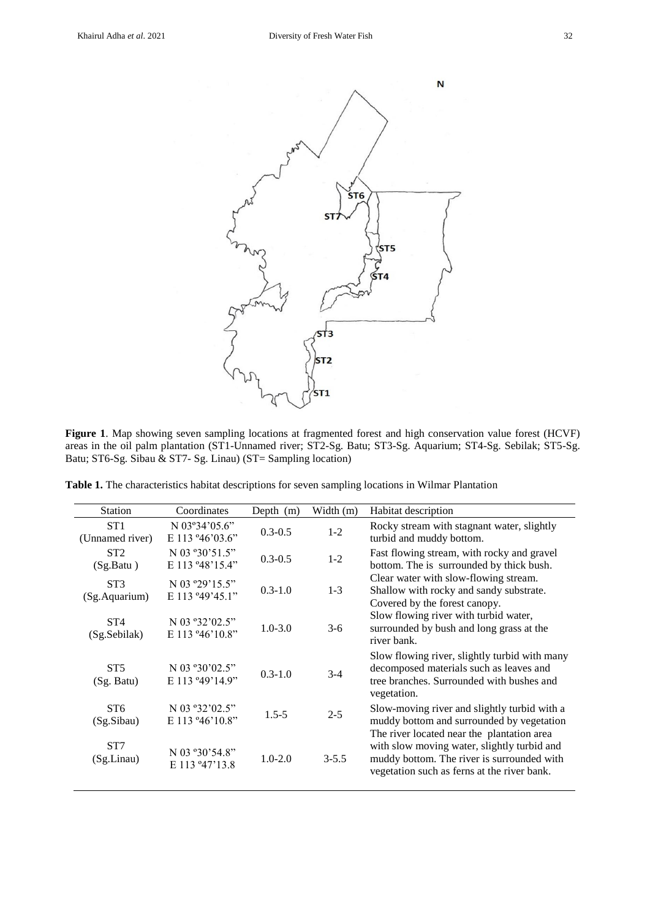**Figure 1**. Map showing seven sampling locations at fragmented forest and high conservation value forest (HCVF) areas in the oil palm plantation (ST1-Unnamed river; ST2-Sg. Batu; ST3-Sg. Aquarium; ST4-Sg. Sebilak; ST5-Sg. Batu; ST6-Sg. Sibau & ST7- Sg. Linau) (ST= Sampling location)

**Table 1.** The characteristics habitat descriptions for seven sampling locations in Wilmar Plantation

| Station | Coordinates | Depth (m) | Width (m) | Habitat description |
|---|---|---|---|---|
| ST1 (Unnamed river) | N 03º34'05.6" E 113 º46'03.6" | 0.3-0.5 | 1-2 | Rocky stream with stagnant water, slightly turbid and muddy bottom. |
| ST2 (Sg.Batu ) | N 03 º30'51.5" E 113 º48'15.4" | 0.3-0.5 | 1-2 | Fast flowing stream, with rocky and gravel bottom. The is surrounded by thick bush. |
| ST3 (Sg.Aquarium) | N 03 º29'15.5" E 113 º49'45.1" | 0.3-1.0 | 1-3 | Clear water with slow-flowing stream. Shallow with rocky and sandy substrate. Covered by the forest canopy. |
| ST4 (Sg.Sebilak) | N 03 º32'02.5" E 113 º46'10.8" | 1.0-3.0 | 3-6 | Slow flowing river with turbid water, surrounded by bush and long grass at the river bank. |
| ST5 (Sg. Batu) | N 03 º30'02.5" E 113 º49'14.9" | 0.3-1.0 | 3-4 | Slow flowing river, slightly turbid with many decomposed materials such as leaves and tree branches. Surrounded with bushes and vegetation. |
| ST6 (Sg.Sibau) | N 03 º32'02.5" E 113 º46'10.8" | 1.5-5 | 2-5 | Slow-moving river and slightly turbid with a muddy bottom and surrounded by vegetation |
| ST7 (Sg.Linau) | N 03 º30'54.8" E 113 º47'13.8 | 1.0-2.0 | 3-5.5 | The river located near the plantation area with slow moving water, slightly turbid and muddy bottom. The river is surrounded with vegetation such as ferns at the river bank. |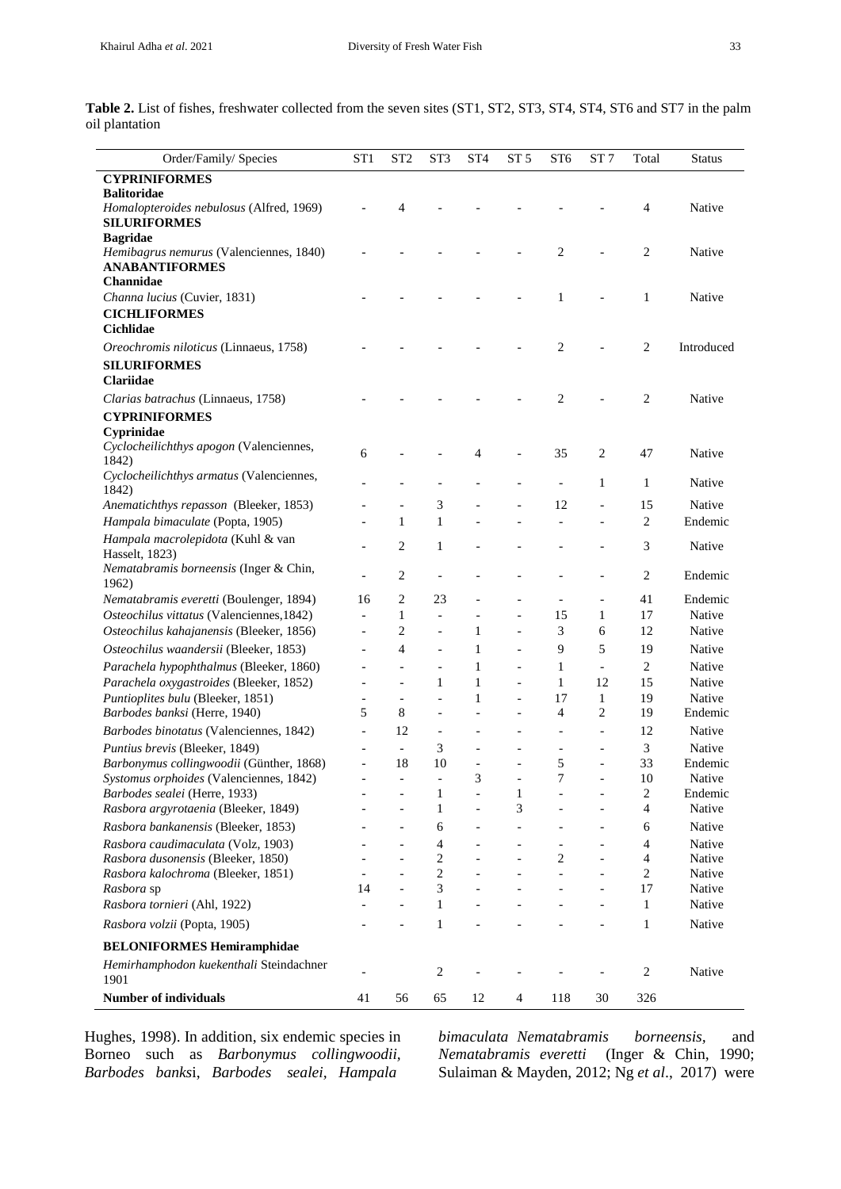**Table 2.** List of fishes, freshwater collected from the seven sites (ST1, ST2, ST3, ST4, ST4, ST6 and ST7 in the palm oil plantation

| Order/Family/ Species | ST1 | ST2 | ST3 | ST4 | ST 5 | ST6 | ST 7 | Total | Status |
|---|---|---|---|---|---|---|---|---|---|
| **CYPRINIFORMES** | | | | | | | | | |
| **Balitoridae** | | | | | | | | | |
| *Homalopteroides nebulosus* (Alfred, 1969) | - | 4 | - | - | - | - | - | 4 | Native |
| **SILURIFORMES** | | | | | | | | | |
| **Bagridae** | | | | | | | | | |
| *Hemibagrus nemurus* (Valenciennes, 1840) | - | - | - | - | - | 2 | - | 2 | Native |
| **ANABANTIFORMES** | | | | | | | | | |
| **Channidae** | | | | | | | | | |
| *Channa lucius* (Cuvier, 1831) | - | - | - | - | - | 1 | - | 1 | Native |
| **CICHLIFORMES** | | | | | | | | | |
| **Cichlidae** | | | | | | | | | |
| *Oreochromis niloticus* (Linnaeus, 1758) | - | - | - | - | - | 2 | - | 2 | Introduced |
| **SILURIFORMES** | | | | | | | | | |
| **Clariidae** | | | | | | | | | |
| *Clarias batrachus* (Linnaeus, 1758) | - | - | - | - | - | 2 | - | 2 | Native |
| **CYPRINIFORMES** | | | | | | | | | |
| **Cyprinidae** | | | | | | | | | |
| *Cyclocheilichthys apogon* (Valenciennes, 1842) | 6 | - | - | 4 | - | 35 | 2 | 47 | Native |
| *Cyclocheilichthys armatus* (Valenciennes, 1842) | - | - | - | - | - | - | 1 | 1 | Native |
| *Anematichthys repasson* (Bleeker, 1853) | - | - | 3 | - | - | 12 | - | 15 | Native |
| *Hampala bimaculate* (Popta, 1905) | - | 1 | 1 | - | - | - | - | 2 | Endemic |
| *Hampala macrolepidota* (Kuhl & van Hasselt, 1823) | - | 2 | 1 | - | - | - | - | 3 | Native |
| *Nematabramis borneensis* (Inger & Chin, 1962) | - | 2 | - | - | - | - | - | 2 | Endemic |
| *Nematabramis everetti* (Boulenger, 1894) | 16 | 2 | 23 | - | - | - | - | 41 | Endemic |
| *Osteochilus vittatus* (Valenciennes,1842) | - | 1 | - | - | - | 15 | 1 | 17 | Native |
| *Osteochilus kahajanensis* (Bleeker, 1856) | - | 2 | - | 1 | - | 3 | 6 | 12 | Native |
| *Osteochilus waandersii* (Bleeker, 1853) | - | 4 | - | 1 | - | 9 | 5 | 19 | Native |
| *Parachela hypophthalmus* (Bleeker, 1860) | - | - | - | 1 | - | 1 | - | 2 | Native |
| *Parachela oxygastroides* (Bleeker, 1852) | - | - | 1 | 1 | - | 1 | 12 | 15 | Native |
| *Puntioplites bulu* (Bleeker, 1851) | - | - | - | 1 | - | 17 | 1 | 19 | Native |
| *Barbodes banksi* (Herre, 1940) | 5 | 8 | - | - | - | 4 | 2 | 19 | Endemic |
| *Barbodes binotatus* (Valenciennes, 1842) | - | 12 | - | - | - | - | - | 12 | Native |
| *Puntius brevis* (Bleeker, 1849) | - | - | 3 | - | - | - | - | 3 | Native |
| *Barbonymus collingwoodii* (Günther, 1868) | - | 18 | 10 | - | - | 5 | - | 33 | Endemic |
| *Systomus orphoides* (Valenciennes, 1842) | - | - | - | 3 | - | 7 | - | 10 | Native |
| *Barbodes sealei* (Herre, 1933) | - | - | 1 | - | 1 | - | - | 2 | Endemic |
| *Rasbora argyrotaenia* (Bleeker, 1849) | - | - | 1 | - | 3 | - | - | 4 | Native |
| *Rasbora bankanensis* (Bleeker, 1853) | - | - | 6 | - | - | - | - | 6 | Native |
| *Rasbora caudimaculata* (Volz, 1903) | - | - | 4 | - | - | - | - | 4 | Native |
| *Rasbora dusonensis* (Bleeker, 1850) | - | - | 2 | - | - | 2 | - | 4 | Native |
| *Rasbora kalochroma* (Bleeker, 1851) | - | - | 2 | - | - | - | - | 2 | Native |
| *Rasbora* sp | 14 | - | 3 | - | - | - | - | 17 | Native |
| *Rasbora tornieri* (Ahl, 1922) | - | - | 1 | - | - | - | - | 1 | Native |
| *Rasbora volzii* (Popta, 1905) | - | - | 1 | - | - | - | - | 1 | Native |
| **BELONIFORMES Hemiramphidae** | | | | | | | | | |
| *Hemirhamphodon kuekenthali* Steindachner 1901 | - | | 2 | - | - | - | - | 2 | Native |
| **Number of individuals** | 41 | 56 | 65 | 12 | 4 | 118 | 30 | 326 | |

Hughes, 1998). In addition, six endemic species in Borneo such as *Barbonymus collingwoodii*, *Barbodes banksi*, *Barbodes sealei*, *Hampala bimaculata Nematabramis borneensis*, and *Nematabramis everetti* (Inger & Chin, 1990; Sulaiman & Mayden, 2012; Ng *et al*., 2017) were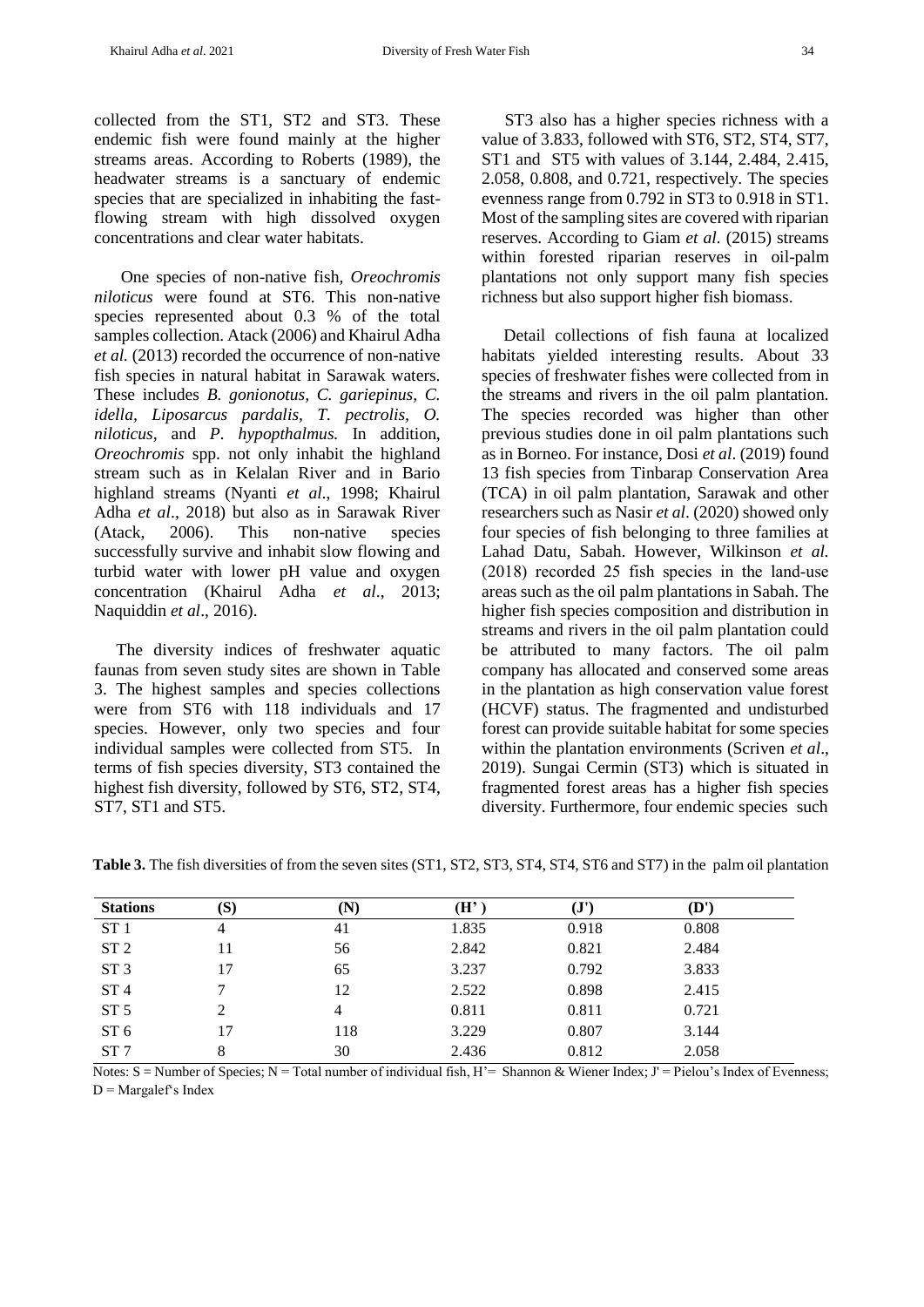collected from the ST1, ST2 and ST3. These endemic fish were found mainly at the higher streams areas. According to Roberts (1989), the headwater streams is a sanctuary of endemic species that are specialized in inhabiting the fast-flowing stream with high dissolved oxygen concentrations and clear water habitats.

One species of non-native fish, *Oreochromis niloticus* were found at ST6. This non-native species represented about 0.3 % of the total samples collection. Atack (2006) and Khairul Adha *et al.* (2013) recorded the occurrence of non-native fish species in natural habitat in Sarawak waters. These includes *B. gonionotus, C. gariepinus, C. idella, Liposarcus pardalis, T. pectrolis, O. niloticus,* and *P. hypopthalmus.* In addition, *Oreochromis* spp. not only inhabit the highland stream such as in Kelalan River and in Bario highland streams (Nyanti *et al*., 1998; Khairul Adha *et al*., 2018) but also as in Sarawak River (Atack, 2006). This non-native species successfully survive and inhabit slow flowing and turbid water with lower pH value and oxygen concentration (Khairul Adha *et al*., 2013; Naquiddin *et al*., 2016).

The diversity indices of freshwater aquatic faunas from seven study sites are shown in Table 3. The highest samples and species collections were from ST6 with 118 individuals and 17 species. However, only two species and four individual samples were collected from ST5. In terms of fish species diversity, ST3 contained the highest fish diversity, followed by ST6, ST2, ST4, ST7, ST1 and ST5.

ST3 also has a higher species richness with a value of 3.833, followed with ST6, ST2, ST4, ST7, ST1 and ST5 with values of 3.144, 2.484, 2.415, 2.058, 0.808, and 0.721, respectively. The species evenness range from 0.792 in ST3 to 0.918 in ST1. Most of the sampling sites are covered with riparian reserves. According to Giam *et al.* (2015) streams within forested riparian reserves in oil-palm plantations not only support many fish species richness but also support higher fish biomass.

Detail collections of fish fauna at localized habitats yielded interesting results. About 33 species of freshwater fishes were collected from in the streams and rivers in the oil palm plantation. The species recorded was higher than other previous studies done in oil palm plantations such as in Borneo. For instance, Dosi *et al*. (2019) found 13 fish species from Tinbarap Conservation Area (TCA) in oil palm plantation, Sarawak and other researchers such as Nasir *et al*. (2020) showed only four species of fish belonging to three families at Lahad Datu, Sabah. However, Wilkinson *et al.* (2018) recorded 25 fish species in the land-use areas such as the oil palm plantations in Sabah. The higher fish species composition and distribution in streams and rivers in the oil palm plantation could be attributed to many factors. The oil palm company has allocated and conserved some areas in the plantation as high conservation value forest (HCVF) status. The fragmented and undisturbed forest can provide suitable habitat for some species within the plantation environments (Scriven *et al*., 2019). Sungai Cermin (ST3) which is situated in fragmented forest areas has a higher fish species diversity. Furthermore, four endemic species such

**Table 3.** The fish diversities of from the seven sites (ST1, ST2, ST3, ST4, ST4, ST6 and ST7) in the palm oil plantation

| Stations | (S) | (N) | (H') | (J') | (D') |
|---|---|---|---|---|---|
| ST 1 | 4 | 41 | 1.835 | 0.918 | 0.808 |
| ST 2 | 11 | 56 | 2.842 | 0.821 | 2.484 |
| ST 3 | 17 | 65 | 3.237 | 0.792 | 3.833 |
| ST 4 | 7 | 12 | 2.522 | 0.898 | 2.415 |
| ST 5 | 2 | 4 | 0.811 | 0.811 | 0.721 |
| ST 6 | 17 | 118 | 3.229 | 0.807 | 3.144 |
| ST 7 | 8 | 30 | 2.436 | 0.812 | 2.058 |

Notes: S = Number of Species; N = Total number of individual fish, H'= Shannon & Wiener Index; J' = Pielou's Index of Evenness; D = Margalef's Index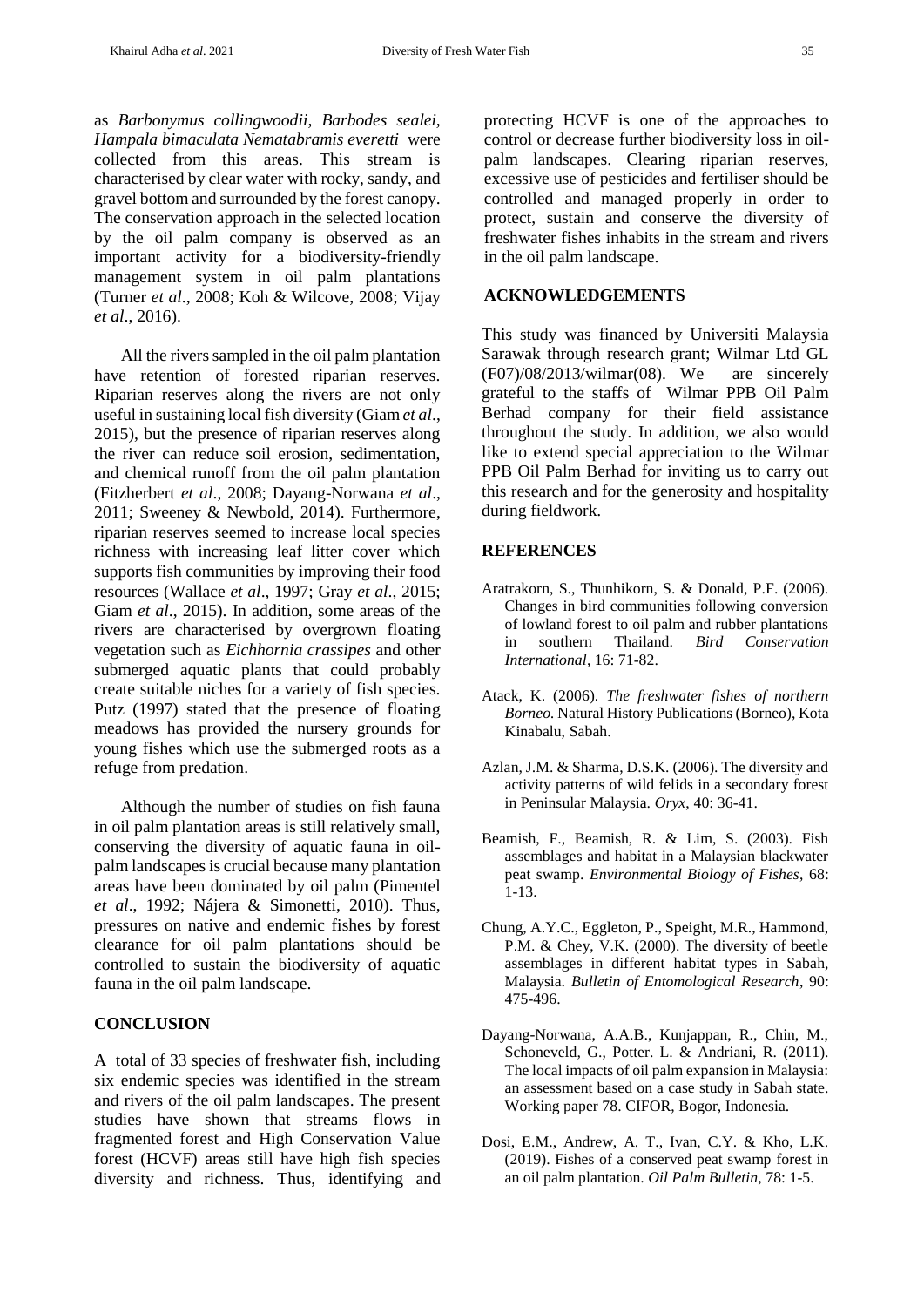as *Barbonymus collingwoodii, Barbodes sealei, Hampala bimaculata Nematabramis everetti* were collected from this areas. This stream is characterised by clear water with rocky, sandy, and gravel bottom and surrounded by the forest canopy. The conservation approach in the selected location by the oil palm company is observed as an important activity for a biodiversity-friendly management system in oil palm plantations (Turner *et al*., 2008; Koh & Wilcove, 2008; Vijay *et al*., 2016).

All the rivers sampled in the oil palm plantation have retention of forested riparian reserves. Riparian reserves along the rivers are not only useful in sustaining local fish diversity (Giam *et al*., 2015), but the presence of riparian reserves along the river can reduce soil erosion, sedimentation, and chemical runoff from the oil palm plantation (Fitzherbert *et al*., 2008; Dayang-Norwana *et al*., 2011; Sweeney & Newbold, 2014). Furthermore, riparian reserves seemed to increase local species richness with increasing leaf litter cover which supports fish communities by improving their food resources (Wallace *et al*., 1997; Gray *et al*., 2015; Giam *et al*., 2015). In addition, some areas of the rivers are characterised by overgrown floating vegetation such as *Eichhornia crassipes* and other submerged aquatic plants that could probably create suitable niches for a variety of fish species. Putz (1997) stated that the presence of floating meadows has provided the nursery grounds for young fishes which use the submerged roots as a refuge from predation.

Although the number of studies on fish fauna in oil palm plantation areas is still relatively small, conserving the diversity of aquatic fauna in oil-palm landscapes is crucial because many plantation areas have been dominated by oil palm (Pimentel *et al*., 1992; Nájera & Simonetti, 2010). Thus, pressures on native and endemic fishes by forest clearance for oil palm plantations should be controlled to sustain the biodiversity of aquatic fauna in the oil palm landscape.

## CONCLUSION

A total of 33 species of freshwater fish, including six endemic species was identified in the stream and rivers of the oil palm landscapes. The present studies have shown that streams flows in fragmented forest and High Conservation Value forest (HCVF) areas still have high fish species diversity and richness. Thus, identifying and protecting HCVF is one of the approaches to control or decrease further biodiversity loss in oil-palm landscapes. Clearing riparian reserves, excessive use of pesticides and fertiliser should be controlled and managed properly in order to protect, sustain and conserve the diversity of freshwater fishes inhabits in the stream and rivers in the oil palm landscape.

## ACKNOWLEDGEMENTS

This study was financed by Universiti Malaysia Sarawak through research grant; Wilmar Ltd GL (F07)/08/2013/wilmar(08). We are sincerely grateful to the staffs of Wilmar PPB Oil Palm Berhad company for their field assistance throughout the study. In addition, we also would like to extend special appreciation to the Wilmar PPB Oil Palm Berhad for inviting us to carry out this research and for the generosity and hospitality during fieldwork.

## REFERENCES

Aratrakorn, S., Thunhikorn, S. & Donald, P.F. (2006). Changes in bird communities following conversion of lowland forest to oil palm and rubber plantations in southern Thailand. *Bird Conservation International*, 16: 71-82.

Atack, K. (2006). *The freshwater fishes of northern Borneo.* Natural History Publications (Borneo), Kota Kinabalu, Sabah.

Azlan, J.M. & Sharma, D.S.K. (2006). The diversity and activity patterns of wild felids in a secondary forest in Peninsular Malaysia. *Oryx*, 40: 36-41.

Beamish, F., Beamish, R. & Lim, S. (2003). Fish assemblages and habitat in a Malaysian blackwater peat swamp. *Environmental Biology of Fishes*, 68: 1-13.

Chung, A.Y.C., Eggleton, P., Speight, M.R., Hammond, P.M. & Chey, V.K. (2000). The diversity of beetle assemblages in different habitat types in Sabah, Malaysia. *Bulletin of Entomological Research*, 90: 475-496.

Dayang-Norwana, A.A.B., Kunjappan, R., Chin, M., Schoneveld, G., Potter. L. & Andriani, R. (2011). The local impacts of oil palm expansion in Malaysia: an assessment based on a case study in Sabah state. Working paper 78. CIFOR, Bogor, Indonesia.

Dosi, E.M., Andrew, A. T., Ivan, C.Y. & Kho, L.K. (2019). Fishes of a conserved peat swamp forest in an oil palm plantation. *Oil Palm Bulletin*, 78: 1-5.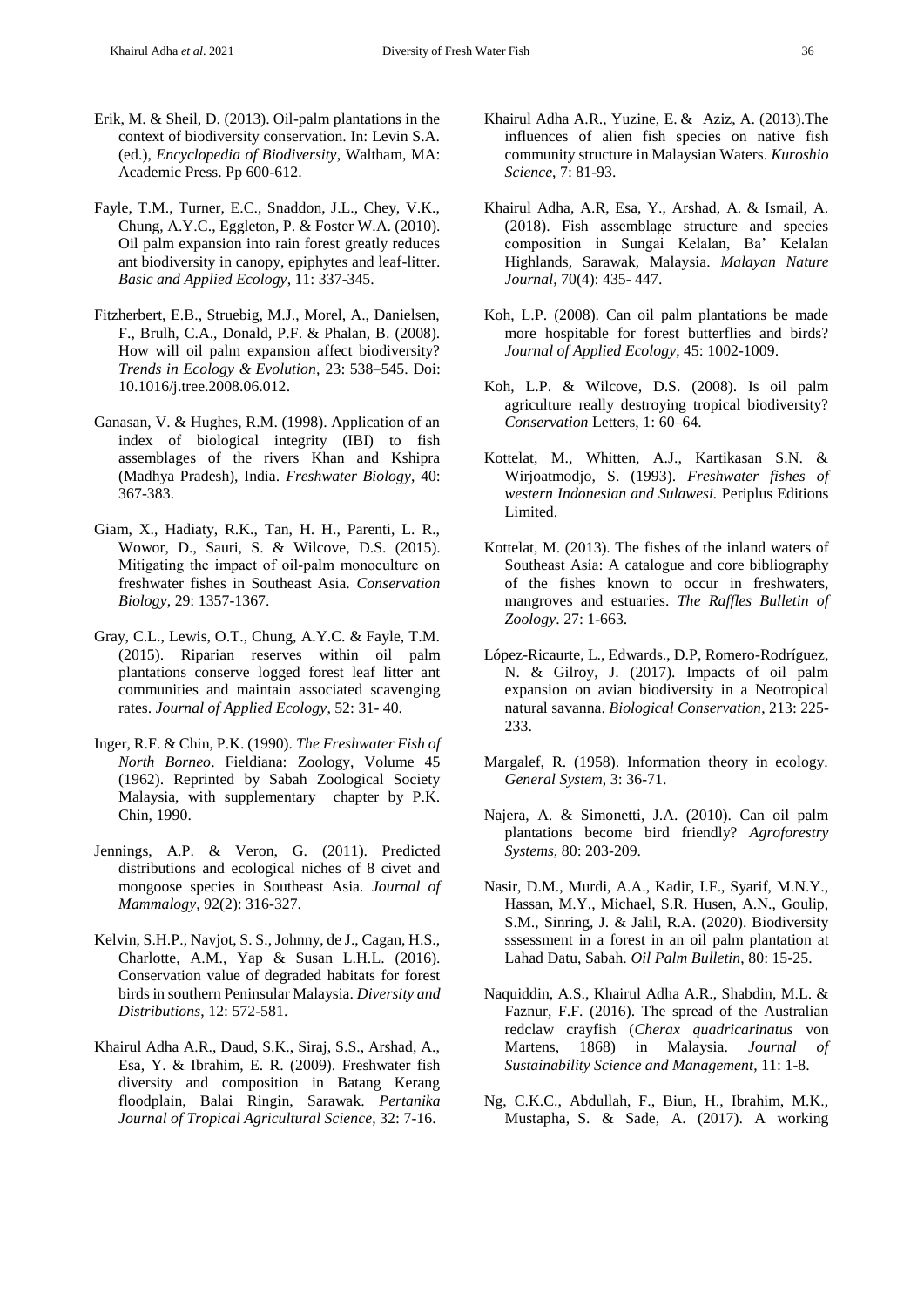Erik, M. & Sheil, D. (2013). Oil-palm plantations in the context of biodiversity conservation. In: Levin S.A. (ed.), *Encyclopedia of Biodiversity*, Waltham, MA: Academic Press. Pp 600-612.

Fayle, T.M., Turner, E.C., Snaddon, J.L., Chey, V.K., Chung, A.Y.C., Eggleton, P. & Foster W.A. (2010). Oil palm expansion into rain forest greatly reduces ant biodiversity in canopy, epiphytes and leaf-litter. *Basic and Applied Ecology*, 11: 337-345.

Fitzherbert, E.B., Struebig, M.J., Morel, A., Danielsen, F., Brulh, C.A., Donald, P.F. & Phalan, B. (2008). How will oil palm expansion affect biodiversity? *Trends in Ecology & Evolution*, 23: 538–545. Doi: 10.1016/j.tree.2008.06.012.

Ganasan, V. & Hughes, R.M. (1998). Application of an index of biological integrity (IBI) to fish assemblages of the rivers Khan and Kshipra (Madhya Pradesh), India. *Freshwater Biology*, 40: 367-383.

Giam, X., Hadiaty, R.K., Tan, H. H., Parenti, L. R., Wowor, D., Sauri, S. & Wilcove, D.S. (2015). Mitigating the impact of oil-palm monoculture on freshwater fishes in Southeast Asia. *Conservation Biology*, 29: 1357-1367.

Gray, C.L., Lewis, O.T., Chung, A.Y.C. & Fayle, T.M. (2015). Riparian reserves within oil palm plantations conserve logged forest leaf litter ant communities and maintain associated scavenging rates. *Journal of Applied Ecology*, 52: 31- 40.

Inger, R.F. & Chin, P.K. (1990). *The Freshwater Fish of North Borneo*. Fieldiana: Zoology, Volume 45 (1962). Reprinted by Sabah Zoological Society Malaysia, with supplementary chapter by P.K. Chin, 1990.

Jennings, A.P. & Veron, G. (2011). Predicted distributions and ecological niches of 8 civet and mongoose species in Southeast Asia. *Journal of Mammalogy*, 92(2): 316-327.

Kelvin, S.H.P., Navjot, S. S., Johnny, de J., Cagan, H.S., Charlotte, A.M., Yap & Susan L.H.L. (2016). Conservation value of degraded habitats for forest birds in southern Peninsular Malaysia. *Diversity and Distributions*, 12: 572-581.

Khairul Adha A.R., Daud, S.K., Siraj, S.S., Arshad, A., Esa, Y. & Ibrahim, E. R. (2009). Freshwater fish diversity and composition in Batang Kerang floodplain, Balai Ringin, Sarawak. *Pertanika Journal of Tropical Agricultural Science*, 32: 7-16.

Khairul Adha A.R., Yuzine, E. & Aziz, A. (2013).The influences of alien fish species on native fish community structure in Malaysian Waters. *Kuroshio Science*, 7: 81-93.

Khairul Adha, A.R, Esa, Y., Arshad, A. & Ismail, A. (2018). Fish assemblage structure and species composition in Sungai Kelalan, Ba' Kelalan Highlands, Sarawak, Malaysia. *Malayan Nature Journal*, 70(4): 435- 447.

Koh, L.P. (2008). Can oil palm plantations be made more hospitable for forest butterflies and birds? *Journal of Applied Ecology*, 45: 1002-1009.

Koh, L.P. & Wilcove, D.S. (2008). Is oil palm agriculture really destroying tropical biodiversity? *Conservation* Letters, 1: 60–64.

Kottelat, M., Whitten, A.J., Kartikasan S.N. & Wirjoatmodjo, S. (1993). *Freshwater fishes of western Indonesian and Sulawesi.* Periplus Editions Limited.

Kottelat, M. (2013). The fishes of the inland waters of Southeast Asia: A catalogue and core bibliography of the fishes known to occur in freshwaters, mangroves and estuaries. *The Raffles Bulletin of Zoology*. 27: 1-663.

López-Ricaurte, L., Edwards., D.P, Romero-Rodríguez, N. & Gilroy, J. (2017). Impacts of oil palm expansion on avian biodiversity in a Neotropical natural savanna. *Biological Conservation*, 213: 225-233.

Margalef, R. (1958). Information theory in ecology. *General System*, 3: 36-71.

Najera, A. & Simonetti, J.A. (2010). Can oil palm plantations become bird friendly? *Agroforestry Systems*, 80: 203-209.

Nasir, D.M., Murdi, A.A., Kadir, I.F., Syarif, M.N.Y., Hassan, M.Y., Michael, S.R. Husen, A.N., Goulip, S.M., Sinring, J. & Jalil, R.A. (2020). Biodiversity sssessment in a forest in an oil palm plantation at Lahad Datu, Sabah. *Oil Palm Bulletin*, 80: 15-25.

Naquiddin, A.S., Khairul Adha A.R., Shabdin, M.L. & Faznur, F.F. (2016). The spread of the Australian redclaw crayfish (*Cherax quadricarinatus* von Martens, 1868) in Malaysia. *Journal of Sustainability Science and Management*, 11: 1-8.

Ng, C.K.C., Abdullah, F., Biun, H., Ibrahim, M.K., Mustapha, S. & Sade, A. (2017). A working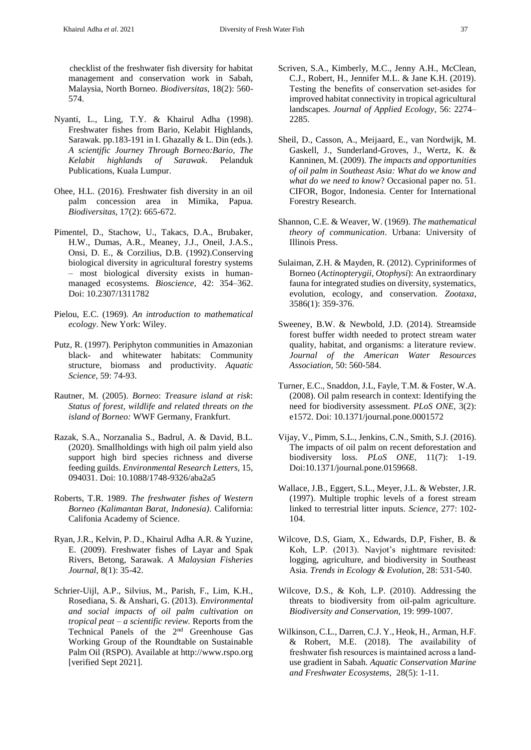checklist of the freshwater fish diversity for habitat management and conservation work in Sabah, Malaysia, North Borneo. *Biodiversitas*, 18(2): 560-574.

Nyanti, L., Ling, T.Y. & Khairul Adha (1998). Freshwater fishes from Bario, Kelabit Highlands, Sarawak. pp.183-191 in I. Ghazally & L. Din (eds.). *A scientjfic Journey Through Borneo:Bario, The Kelabit highlands of Sarawak*. Pelanduk Publications, Kuala Lumpur.

Ohee, H.L. (2016). Freshwater fish diversity in an oil palm concession area in Mimika, Papua. *Biodiversitas*, 17(2): 665-672.

Pimentel, D., Stachow, U., Takacs, D.A., Brubaker, H.W., Dumas, A.R., Meaney, J.J., Oneil, J.A.S., Onsi, D. E., & Corzilius, D.B. (1992).Conserving biological diversity in agricultural forestry systems – most biological diversity exists in human-managed ecosystems. *Bioscience*, 42: 354–362. Doi: 10.2307/1311782

Pielou, E.C. (1969). *An introduction to mathematical ecology*. New York: Wiley.

Putz, R. (1997). Periphyton communities in Amazonian black- and whitewater habitats: Community structure, biomass and productivity. *Aquatic Science*, 59: 74-93.

Rautner, M. (2005). *Borneo*: *Treasure island at risk*: *Status of forest, wildlife and related threats on the island of Borneo:* WWF Germany, Frankfurt.

Razak, S.A., Norzanalia S., Badrul, A. & David, B.L. (2020). Smallholdings with high oil palm yield also support high bird species richness and diverse feeding guilds. *Environmental Research Letters*, 15, 094031. Doi: 10.1088/1748-9326/aba2a5

Roberts, T.R. 1989. *The freshwater fishes of Western Borneo (Kalimantan Barat, Indonesia)*. California: Califonia Academy of Science.

Ryan, J.R., Kelvin, P. D., Khairul Adha A.R. & Yuzine, E. (2009). Freshwater fishes of Layar and Spak Rivers, Betong, Sarawak. *A Malaysian Fisheries Journal*, 8(1): 35-42.

Schrier-Uijl, A.P., Silvius, M., Parish, F., Lim, K.H., Rosediana, S. & Anshari, G. (2013). *Environmental and social impacts of oil palm cultivation on tropical peat – a scientific review.* Reports from the Technical Panels of the 2nd Greenhouse Gas Working Group of the Roundtable on Sustainable Palm Oil (RSPO). Available at http://www.rspo.org [verified Sept 2021].

Scriven, S.A., Kimberly, M.C., Jenny A.H., McClean, C.J., Robert, H., Jennifer M.L. & Jane K.H. (2019). Testing the benefits of conservation set-asides for improved habitat connectivity in tropical agricultural landscapes. *Journal of Applied Ecology*, 56: 2274–2285.

Sheil, D., Casson, A., Meijaard, E., van Nordwijk, M. Gaskell, J., Sunderland-Groves, J., Wertz, K. & Kanninen, M. (2009). *The impacts and opportunities of oil palm in Southeast Asia: What do we know and what do we need to know*? Occasional paper no. 51. CIFOR, Bogor, Indonesia. Center for International Forestry Research.

Shannon, C.E. & Weaver, W. (1969). *The mathematical theory of communication*. Urbana: University of Illinois Press.

Sulaiman, Z.H. & Mayden, R. (2012). Cypriniformes of Borneo (*Actinopterygii, Otophysi*): An extraordinary fauna for integrated studies on diversity, systematics, evolution, ecology, and conservation. *Zootaxa*, 3586(1): 359-376.

Sweeney, B.W. & Newbold, J.D. (2014). Streamside forest buffer width needed to protect stream water quality, habitat, and organisms: a literature review. *Journal of the American Water Resources Association*, 50: 560-584.

Turner, E.C., Snaddon, J.L, Fayle, T.M. & Foster, W.A. (2008). Oil palm research in context: Identifying the need for biodiversity assessment. *PLoS ONE*, 3(2): e1572. Doi: 10.1371/journal.pone.0001572

Vijay, V., Pimm, S.L., Jenkins, C.N., Smith, S.J. (2016). The impacts of oil palm on recent deforestation and biodiversity loss. *PLoS ONE*, 11(7): 1-19. Doi:10.1371/journal.pone.0159668.

Wallace, J.B., Eggert, S.L., Meyer, J.L. & Webster, J.R. (1997). Multiple trophic levels of a forest stream linked to terrestrial litter inputs. *Science*, 277: 102-104.

Wilcove, D.S, Giam, X., Edwards, D.P, Fisher, B. & Koh, L.P. (2013). Navjot's nightmare revisited: logging, agriculture, and biodiversity in Southeast Asia. *Trends in Ecology & Evolution*, 28: 531-540.

Wilcove, D.S., & Koh, L.P. (2010). Addressing the threats to biodiversity from oil-palm agriculture. *Biodiversity and Conservation*, 19: 999-1007.

Wilkinson, C.L., Darren, C.J. Y., Heok, H., Arman, H.F. & Robert, M.E. (2018). The availability of freshwater fish resources is maintained across a land-use gradient in Sabah. *Aquatic Conservation Marine and Freshwater Ecosystems*, 28(5): 1-11.